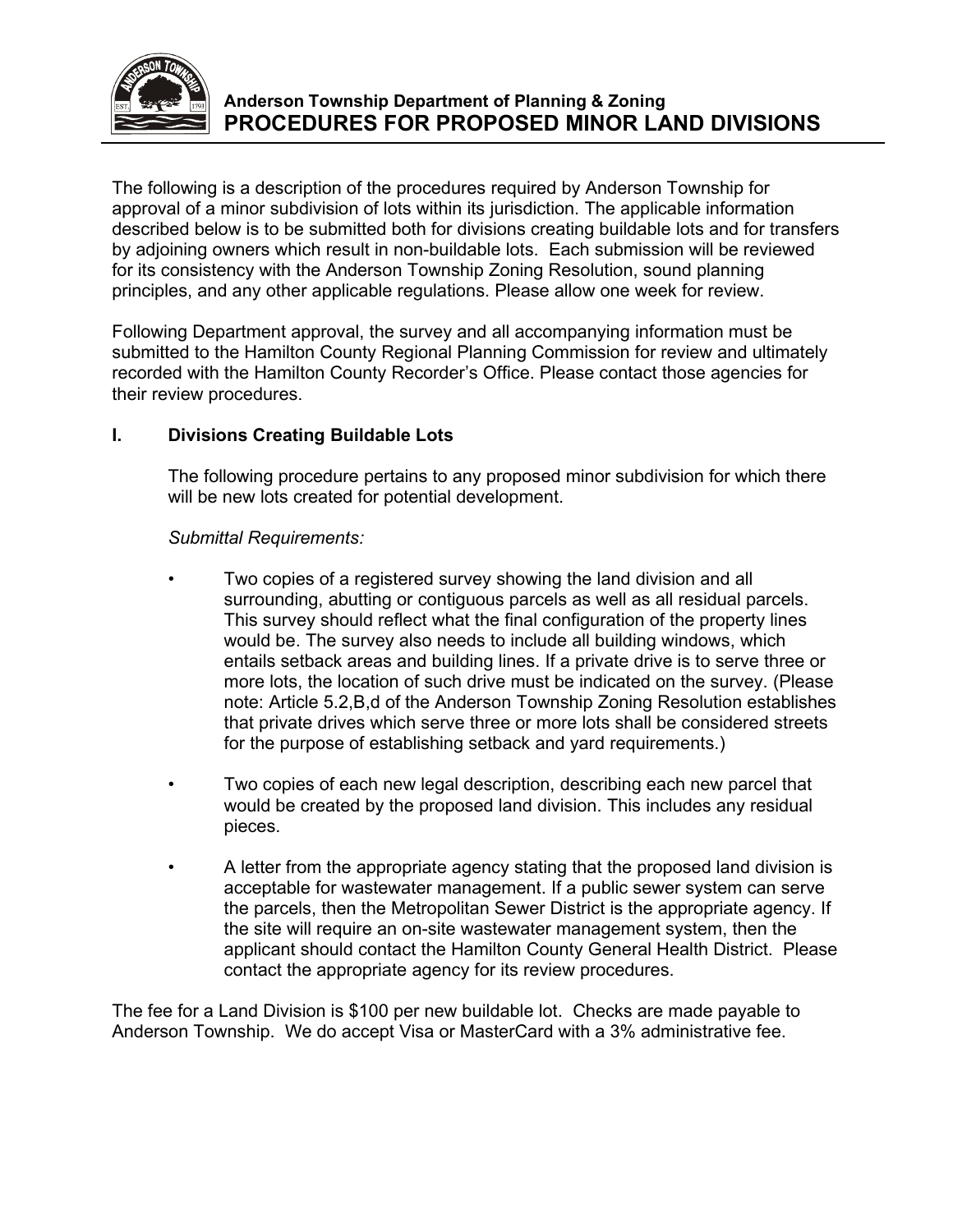**Anderson Township Department of Planning & Zoning**

# PROCEDURES FOR PROPOSED MINOR LAND DIVISIONS

The following is a description of the procedures required by Anderson Township for approval of a minor subdivision of lots within its jurisdiction. The applicable information described below is to be submitted both for divisions creating buildable lots and for transfers by adjoining owners which result in non-buildable lots. Each submission will be reviewed for its consistency with the Anderson Township Zoning Resolution, sound planning principles, and any other applicable regulations. Please allow one week for review.

Following Department approval, the survey and all accompanying information must be submitted to the Hamilton County Regional Planning Commission for review and ultimately recorded with the Hamilton County Recorder's Office. Please contact those agencies for their review procedures.

## I. Divisions Creating Buildable Lots

The following procedure pertains to any proposed minor subdivision for which there will be new lots created for potential development.

*Submittal Requirements:*

- Two copies of a registered survey showing the land division and all surrounding, abutting or contiguous parcels as well as all residual parcels. This survey should reflect what the final configuration of the property lines would be. The survey also needs to include all building windows, which entails setback areas and building lines. If a private drive is to serve three or more lots, the location of such drive must be indicated on the survey. (Please note: Article 5.2,B,d of the Anderson Township Zoning Resolution establishes that private drives which serve three or more lots shall be considered streets for the purpose of establishing setback and yard requirements.)

- Two copies of each new legal description, describing each new parcel that would be created by the proposed land division. This includes any residual pieces.

- A letter from the appropriate agency stating that the proposed land division is acceptable for wastewater management. If a public sewer system can serve the parcels, then the Metropolitan Sewer District is the appropriate agency. If the site will require an on-site wastewater management system, then the applicant should contact the Hamilton County General Health District. Please contact the appropriate agency for its review procedures.

The fee for a Land Division is $100 per new buildable lot. Checks are made payable to Anderson Township. We do accept Visa or MasterCard with a 3% administrative fee.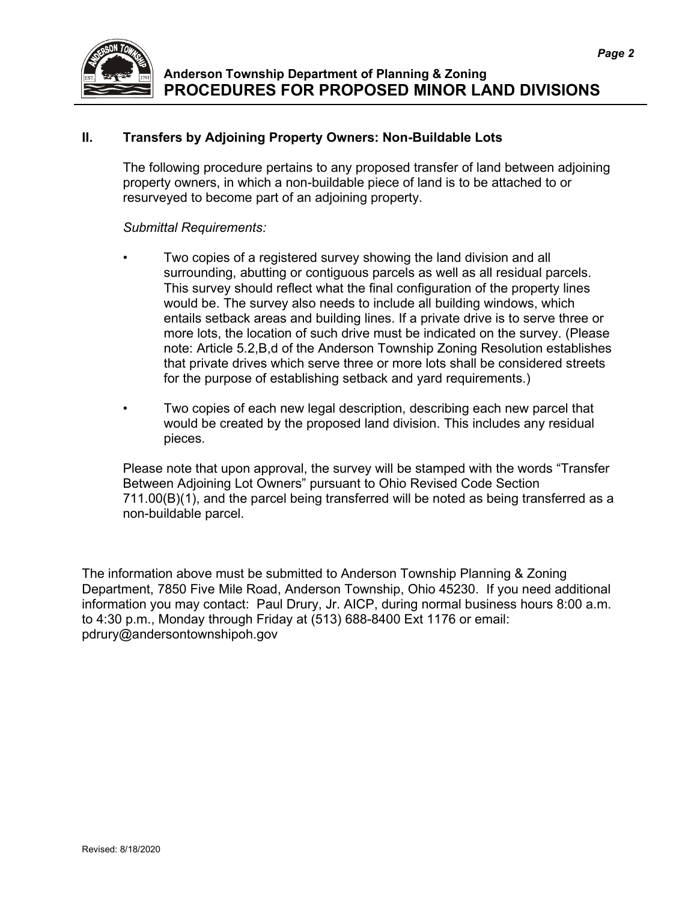## II. Transfers by Adjoining Property Owners: Non-Buildable Lots

The following procedure pertains to any proposed transfer of land between adjoining property owners, in which a non-buildable piece of land is to be attached to or resurveyed to become part of an adjoining property.

*Submittal Requirements:*

- Two copies of a registered survey showing the land division and all surrounding, abutting or contiguous parcels as well as all residual parcels. This survey should reflect what the final configuration of the property lines would be. The survey also needs to include all building windows, which entails setback areas and building lines. If a private drive is to serve three or more lots, the location of such drive must be indicated on the survey. (Please note: Article 5.2,B,d of the Anderson Township Zoning Resolution establishes that private drives which serve three or more lots shall be considered streets for the purpose of establishing setback and yard requirements.)
- Two copies of each new legal description, describing each new parcel that would be created by the proposed land division. This includes any residual pieces.

Please note that upon approval, the survey will be stamped with the words “Transfer Between Adjoining Lot Owners” pursuant to Ohio Revised Code Section 711.00(B)(1), and the parcel being transferred will be noted as being transferred as a non-buildable parcel.

The information above must be submitted to Anderson Township Planning & Zoning Department, 7850 Five Mile Road, Anderson Township, Ohio 45230. If you need additional information you may contact: Paul Drury, Jr. AICP, during normal business hours 8:00 a.m. to 4:30 p.m., Monday through Friday at (513) 688-8400 Ext 1176 or email: pdrury@andersontownshipoh.gov

Revised: 8/18/2020